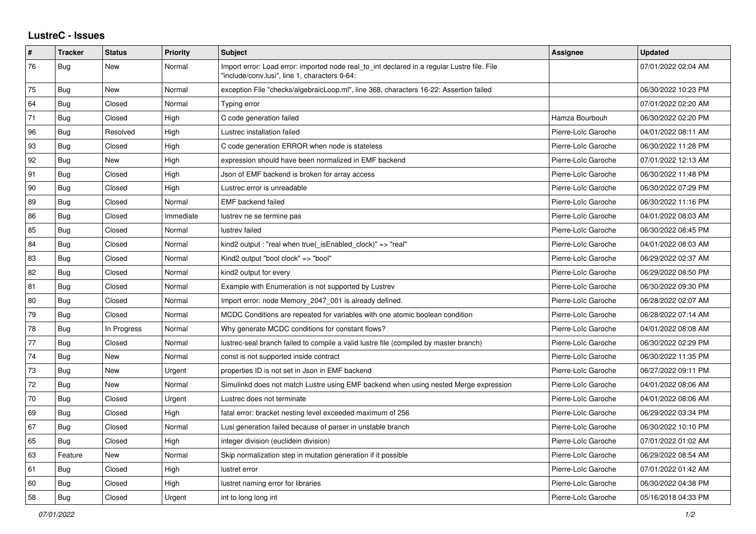# LustreC - Issues

| # | Tracker | Status | Priority | Subject | Assignee | Updated |
|---|---|---|---|---|---|---|
| 76 | Bug | New | Normal | Import error: Load error: imported node real_to_int declared in a regular Lustre file. File "include/conv.lusi", line 1, characters 0-64: | | 07/01/2022 02:04 AM |
| 75 | Bug | New | Normal | exception File "checks/algebraicLoop.ml", line 368, characters 16-22: Assertion failed | | 06/30/2022 10:23 PM |
| 64 | Bug | Closed | Normal | Typing error | | 07/01/2022 02:20 AM |
| 71 | Bug | Closed | High | C code generation failed | Hamza Bourbouh | 06/30/2022 02:20 PM |
| 96 | Bug | Resolved | High | Lustrec installation failed | Pierre-Loïc Garoche | 04/01/2022 08:11 AM |
| 93 | Bug | Closed | High | C code generation ERROR when node is stateless | Pierre-Loïc Garoche | 06/30/2022 11:28 PM |
| 92 | Bug | New | High | expression should have been normalized in EMF backend | Pierre-Loïc Garoche | 07/01/2022 12:13 AM |
| 91 | Bug | Closed | High | Json of EMF backend is broken for array access | Pierre-Loïc Garoche | 06/30/2022 11:48 PM |
| 90 | Bug | Closed | High | Lustrec error is unreadable | Pierre-Loïc Garoche | 06/30/2022 07:29 PM |
| 89 | Bug | Closed | Normal | EMF backend failed | Pierre-Loïc Garoche | 06/30/2022 11:16 PM |
| 86 | Bug | Closed | Immediate | lustrev ne se termine pas | Pierre-Loïc Garoche | 04/01/2022 08:03 AM |
| 85 | Bug | Closed | Normal | lustrev failed | Pierre-Loïc Garoche | 06/30/2022 08:45 PM |
| 84 | Bug | Closed | Normal | kind2 output : "real when true(_isEnabled_clock)" => "real" | Pierre-Loïc Garoche | 04/01/2022 08:03 AM |
| 83 | Bug | Closed | Normal | Kind2 output "bool clock" => "bool" | Pierre-Loïc Garoche | 06/29/2022 02:37 AM |
| 82 | Bug | Closed | Normal | kind2 output for every | Pierre-Loïc Garoche | 06/29/2022 08:50 PM |
| 81 | Bug | Closed | Normal | Example with Enumeration is not supported by Lustrev | Pierre-Loïc Garoche | 06/30/2022 09:30 PM |
| 80 | Bug | Closed | Normal | Import error: node Memory_2047_001 is already defined. | Pierre-Loïc Garoche | 06/28/2022 02:07 AM |
| 79 | Bug | Closed | Normal | MCDC Conditions are repeated for variables with one atomic boolean condition | Pierre-Loïc Garoche | 06/28/2022 07:14 AM |
| 78 | Bug | In Progress | Normal | Why generate MCDC conditions for constant flows? | Pierre-Loïc Garoche | 04/01/2022 08:08 AM |
| 77 | Bug | Closed | Normal | lustrec-seal branch failed to compile a valid lustre file (compiled by master branch) | Pierre-Loïc Garoche | 06/30/2022 02:29 PM |
| 74 | Bug | New | Normal | const is not supported inside contract | Pierre-Loïc Garoche | 06/30/2022 11:35 PM |
| 73 | Bug | New | Urgent | properties ID is not set in Json in EMF backend | Pierre-Loïc Garoche | 06/27/2022 09:11 PM |
| 72 | Bug | New | Normal | Simulinkd does not match Lustre using EMF backend when using nested Merge expression | Pierre-Loïc Garoche | 04/01/2022 08:06 AM |
| 70 | Bug | Closed | Urgent | Lustrec does not terminate | Pierre-Loïc Garoche | 04/01/2022 08:06 AM |
| 69 | Bug | Closed | High | fatal error: bracket nesting level exceeded maximum of 256 | Pierre-Loïc Garoche | 06/29/2022 03:34 PM |
| 67 | Bug | Closed | Normal | Lusi generation failed because of parser in unstable branch | Pierre-Loïc Garoche | 06/30/2022 10:10 PM |
| 65 | Bug | Closed | High | integer division (euclidein division) | Pierre-Loïc Garoche | 07/01/2022 01:02 AM |
| 63 | Feature | New | Normal | Skip normalization step in mutation generation if it possible | Pierre-Loïc Garoche | 06/29/2022 08:54 AM |
| 61 | Bug | Closed | High | lustret error | Pierre-Loïc Garoche | 07/01/2022 01:42 AM |
| 60 | Bug | Closed | High | lustret naming error for libraries | Pierre-Loïc Garoche | 06/30/2022 04:38 PM |
| 58 | Bug | Closed | Urgent | int to long long int | Pierre-Loïc Garoche | 05/16/2018 04:33 PM |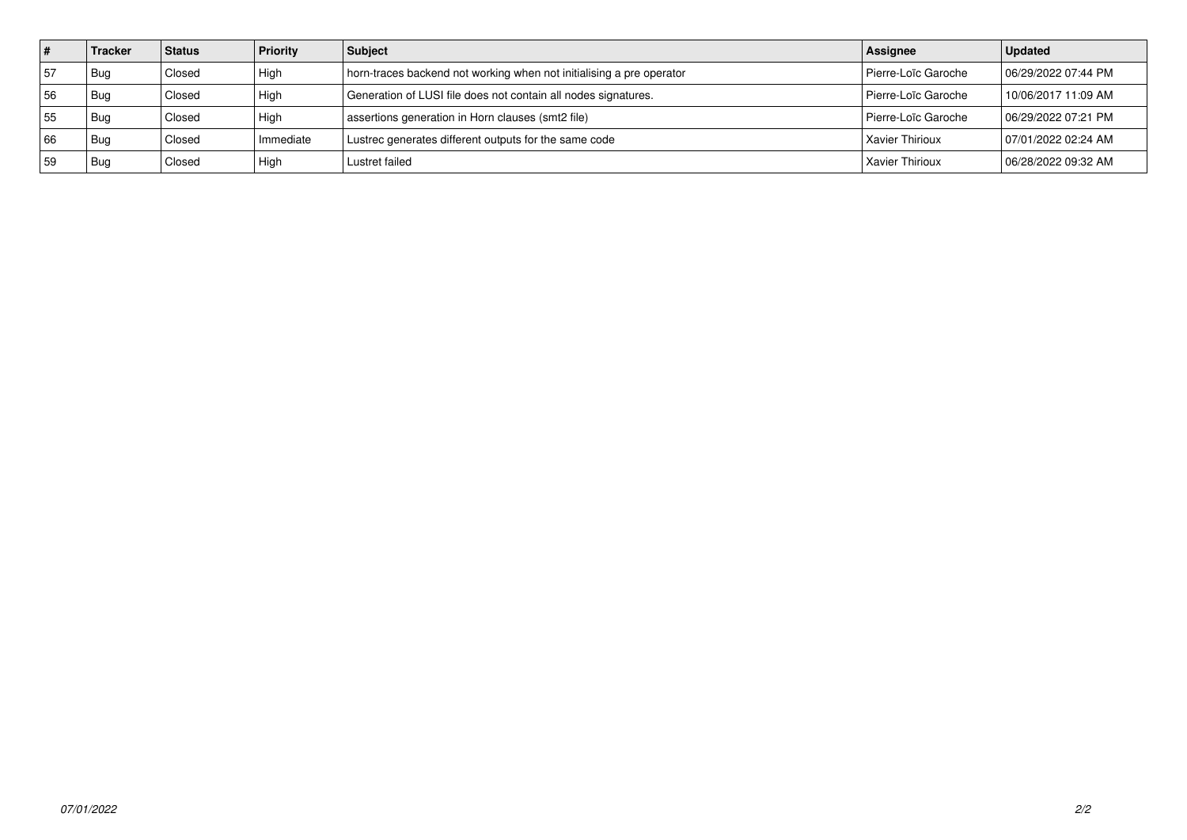| # | Tracker | Status | Priority | Subject | Assignee | Updated |
| --- | --- | --- | --- | --- | --- | --- |
| 57 | Bug | Closed | High | horn-traces backend not working when not initialising a pre operator | Pierre-Loïc Garoche | 06/29/2022 07:44 PM |
| 56 | Bug | Closed | High | Generation of LUSI file does not contain all nodes signatures. | Pierre-Loïc Garoche | 10/06/2017 11:09 AM |
| 55 | Bug | Closed | High | assertions generation in Horn clauses (smt2 file) | Pierre-Loïc Garoche | 06/29/2022 07:21 PM |
| 66 | Bug | Closed | Immediate | Lustrec generates different outputs for the same code | Xavier Thirioux | 07/01/2022 02:24 AM |
| 59 | Bug | Closed | High | Lustret failed | Xavier Thirioux | 06/28/2022 09:32 AM |